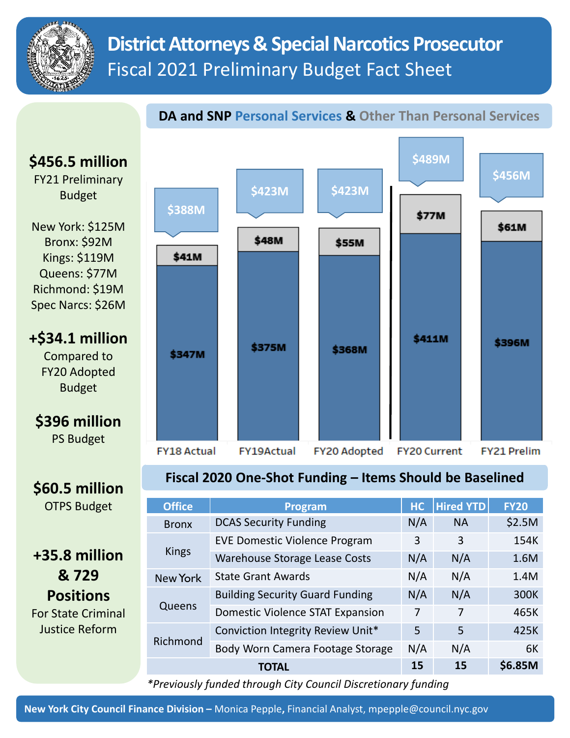# District Attorneys & Special Narcotics Prosecutor

## Fiscal 2021 Preliminary Budget Fact Sheet

**$456.5 million**
FY21 Preliminary Budget

New York: $125M
Bronx: $92M
Kings: $119M
Queens: $77M
Richmond: $19M
Spec Narcs: $26M

**+$34.1 million**
Compared to FY20 Adopted Budget

**$396 million**
PS Budget

**$60.5 million**
OTPS Budget

**+35.8 million & 729 Positions**
For State Criminal Justice Reform

### DA and SNP Personal Services & Other Than Personal Services

| | FY18 Actual | FY19Actual | FY20 Adopted | FY20 Current | FY21 Prelim |
|---|---|---|---|---|---|
| Total | $388M | $423M | $423M | $489M | $456M |
| Other Than Personal Services | $41M | $48M | $55M | $77M | $61M |
| Personal Services | $347M | $375M | $368M | $411M | $396M |

### Fiscal 2020 One-Shot Funding – Items Should be Baselined

| Office | Program | HC | Hired YTD | FY20 |
|---|---|---|---|---|
| Bronx | DCAS Security Funding | N/A | NA | $2.5M |
| Kings | EVE Domestic Violence Program | 3 | 3 | 154K |
| | Warehouse Storage Lease Costs | N/A | N/A | 1.6M |
| New York | State Grant Awards | N/A | N/A | 1.4M |
| Queens | Building Security Guard Funding | N/A | N/A | 300K |
| | Domestic Violence STAT Expansion | 7 | 7 | 465K |
| Richmond | Conviction Integrity Review Unit* | 5 | 5 | 425K |
| | Body Worn Camera Footage Storage | N/A | N/A | 6K |
| **TOTAL** | | **15** | **15** | **$6.85M** |

*\*Previously funded through City Council Discretionary funding*

**New York City Council Finance Division –** Monica Pepple, Financial Analyst, mpepple@council.nyc.gov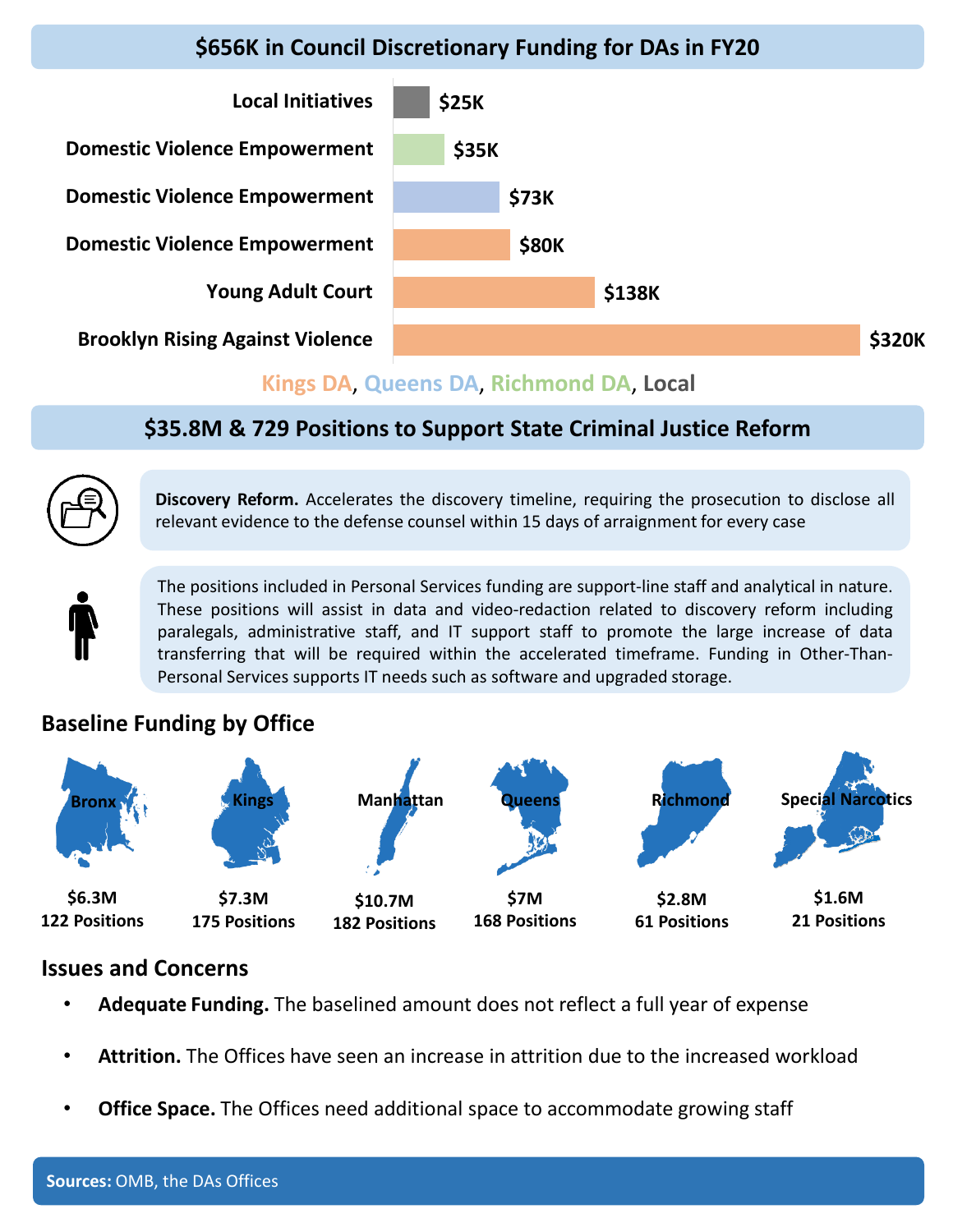## $656K in Council Discretionary Funding for DAs in FY20

Local Initiatives $25K
Domestic Violence Empowerment $35K
Domestic Violence Empowerment $73K
Domestic Violence Empowerment $80K
Young Adult Court $138K
Brooklyn Rising Against Violence $320K

Kings DA, Queens DA, Richmond DA, Local

## $35.8M & 729 Positions to Support State Criminal Justice Reform

**Discovery Reform.** Accelerates the discovery timeline, requiring the prosecution to disclose all relevant evidence to the defense counsel within 15 days of arraignment for every case

The positions included in Personal Services funding are support-line staff and analytical in nature. These positions will assist in data and video-redaction related to discovery reform including paralegals, administrative staff, and IT support staff to promote the large increase of data transferring that will be required within the accelerated timeframe. Funding in Other-Than-Personal Services supports IT needs such as software and upgraded storage.

### Baseline Funding by Office

Bronx
$6.3M
122 Positions

Kings
$7.3M
175 Positions

Manhattan
$10.7M
182 Positions

Queens
$7M
168 Positions

Richmond
$2.8M
61 Positions

Special Narcotics
$1.6M
21 Positions

### Issues and Concerns

- **Adequate Funding.** The baselined amount does not reflect a full year of expense
- **Attrition.** The Offices have seen an increase in attrition due to the increased workload
- **Office Space.** The Offices need additional space to accommodate growing staff

**Sources:** OMB, the DAs Offices